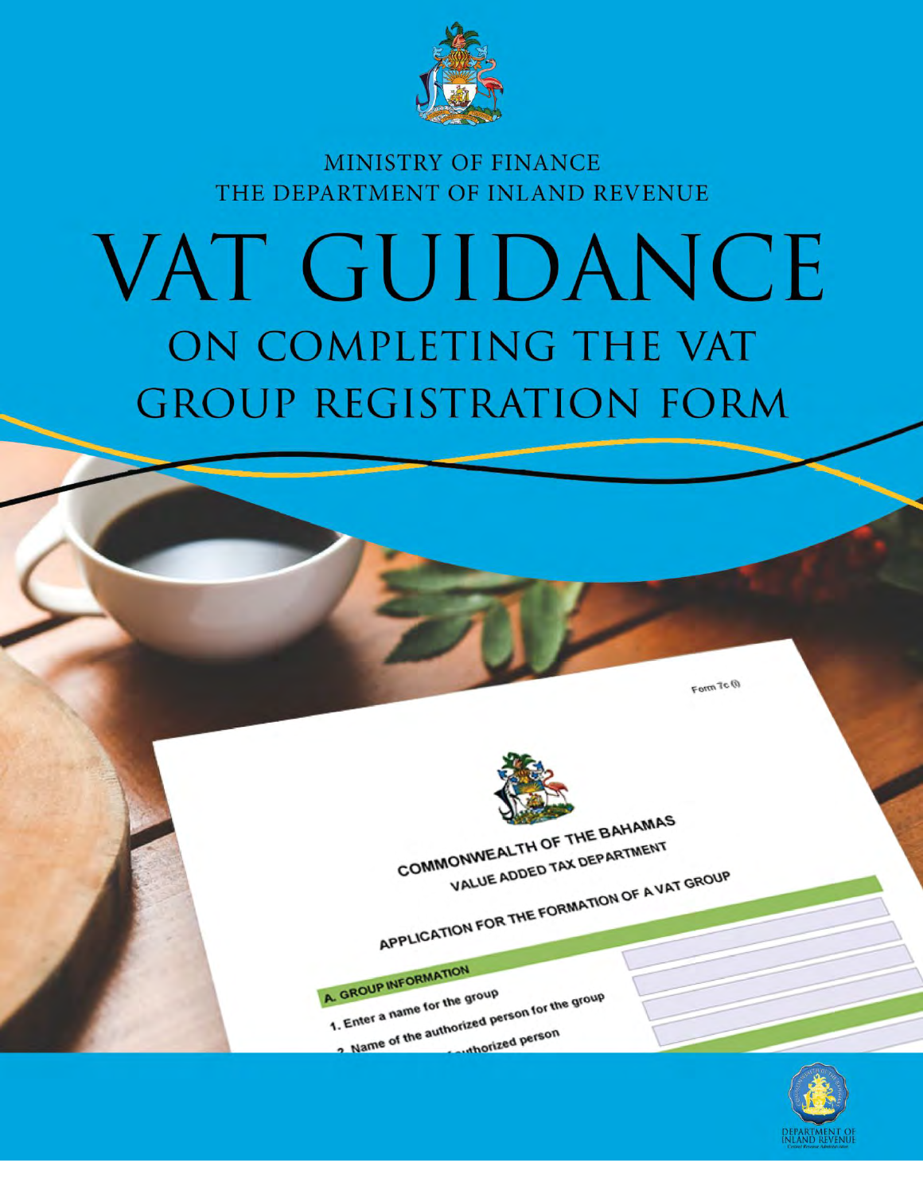MINISTRY OF FINANCE
THE DEPARTMENT OF INLAND REVENUE

# VAT GUIDANCE

## ON COMPLETING THE VAT GROUP REGISTRATION FORM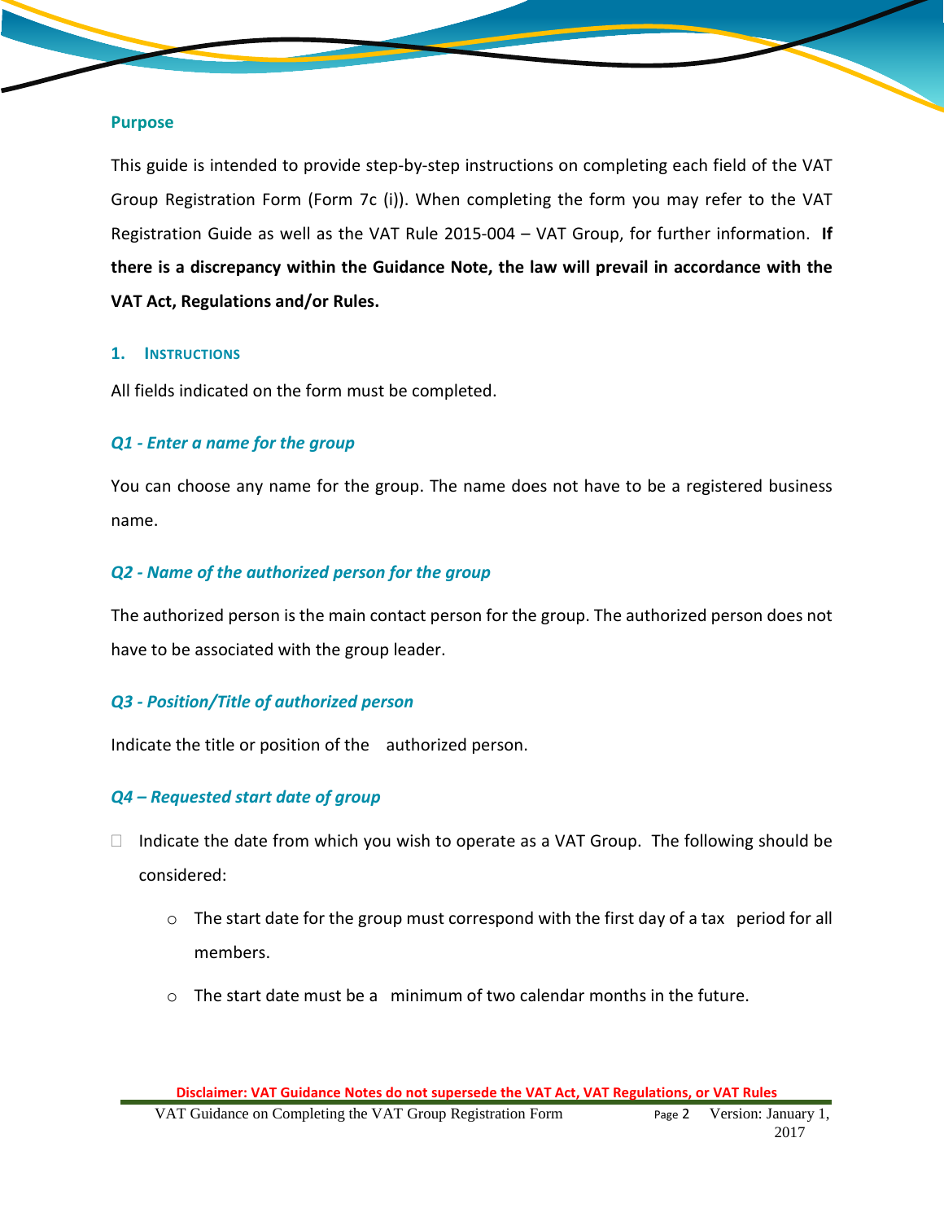## Purpose

This guide is intended to provide step-by-step instructions on completing each field of the VAT Group Registration Form (Form 7c (i)). When completing the form you may refer to the VAT Registration Guide as well as the VAT Rule 2015-004 – VAT Group, for further information. **If there is a discrepancy within the Guidance Note, the law will prevail in accordance with the VAT Act, Regulations and/or Rules.**

## 1. Instructions

All fields indicated on the form must be completed.

### *Q1 - Enter a name for the group*

You can choose any name for the group. The name does not have to be a registered business name.

### *Q2 - Name of the authorized person for the group*

The authorized person is the main contact person for the group. The authorized person does not have to be associated with the group leader.

### *Q3 - Position/Title of authorized person*

Indicate the title or position of the authorized person.

### *Q4 – Requested start date of group*

- Indicate the date from which you wish to operate as a VAT Group. The following should be considered:
  - The start date for the group must correspond with the first day of a tax period for all members.
  - The start date must be a minimum of two calendar months in the future.

**Disclaimer: VAT Guidance Notes do not supersede the VAT Act, VAT Regulations, or VAT Rules**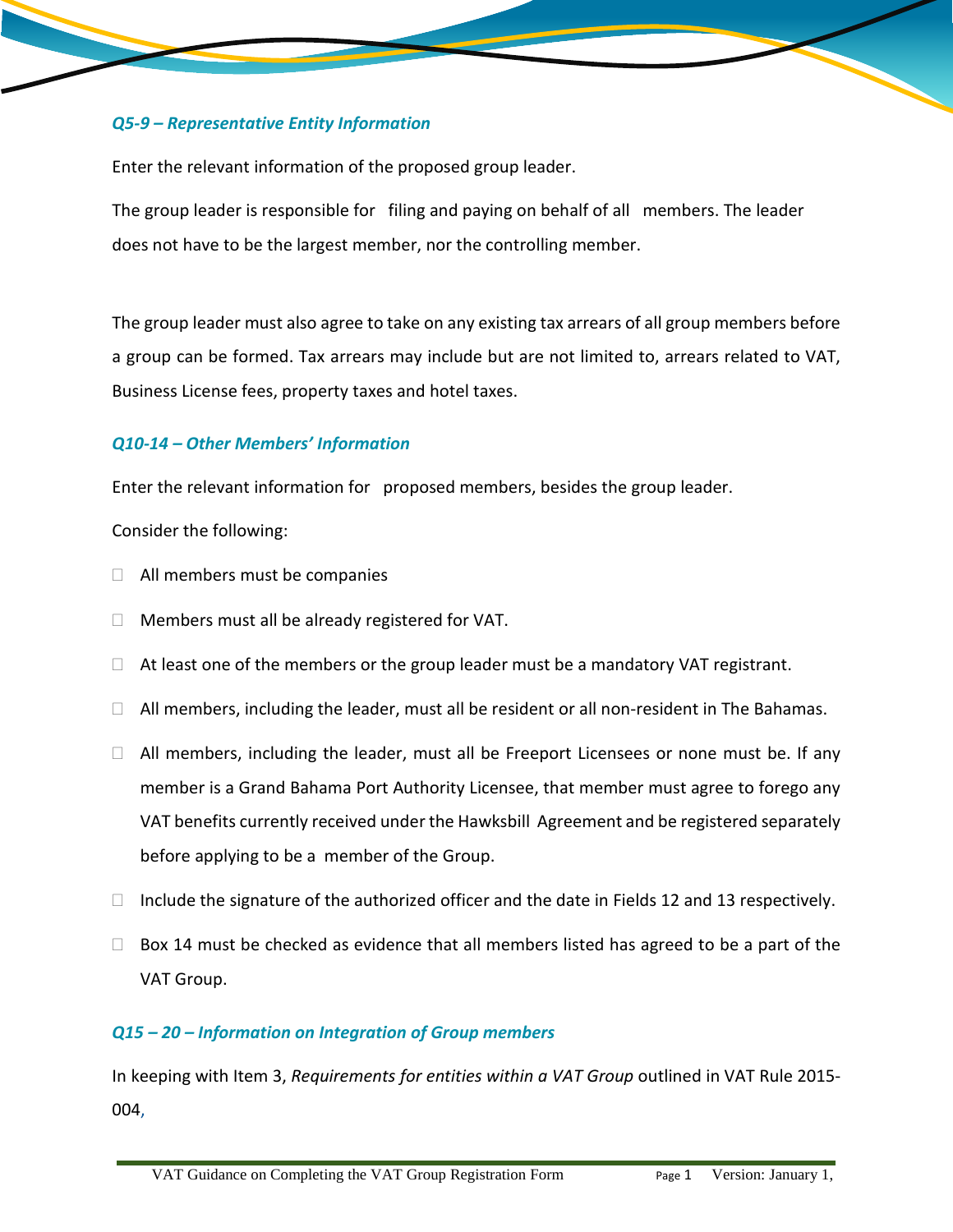### *Q5-9 – Representative Entity Information*

Enter the relevant information of the proposed group leader.

The group leader is responsible for filing and paying on behalf of all members. The leader does not have to be the largest member, nor the controlling member.

The group leader must also agree to take on any existing tax arrears of all group members before a group can be formed. Tax arrears may include but are not limited to, arrears related to VAT, Business License fees, property taxes and hotel taxes.

### *Q10-14 – Other Members' Information*

Enter the relevant information for proposed members, besides the group leader.

Consider the following:

- All members must be companies
- Members must all be already registered for VAT.
- At least one of the members or the group leader must be a mandatory VAT registrant.
- All members, including the leader, must all be resident or all non-resident in The Bahamas.
- All members, including the leader, must all be Freeport Licensees or none must be. If any member is a Grand Bahama Port Authority Licensee, that member must agree to forego any VAT benefits currently received under the Hawksbill Agreement and be registered separately before applying to be a member of the Group.
- Include the signature of the authorized officer and the date in Fields 12 and 13 respectively.
- Box 14 must be checked as evidence that all members listed has agreed to be a part of the VAT Group.

### *Q15 – 20 – Information on Integration of Group members*

In keeping with Item 3, *Requirements for entities within a VAT Group* outlined in VAT Rule 2015-004,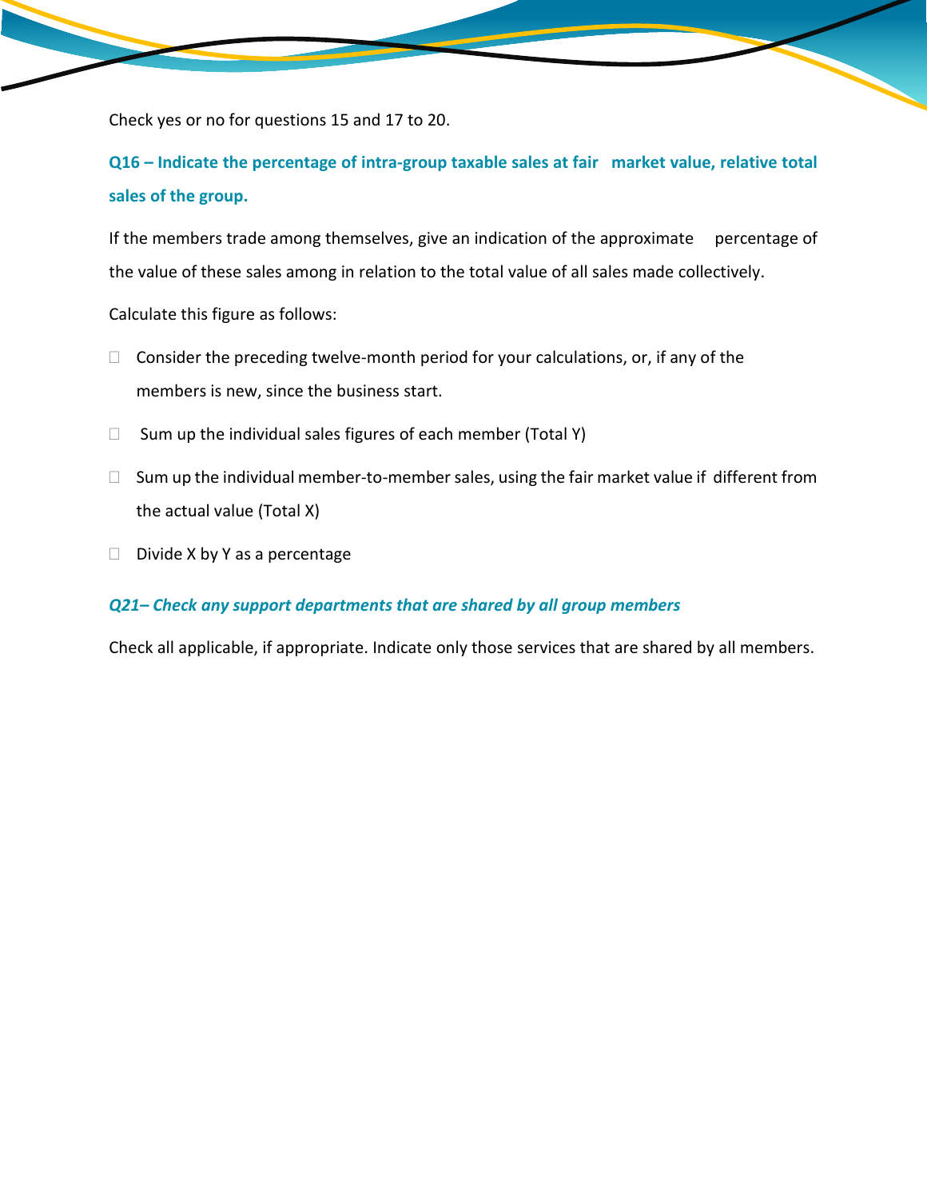Check yes or no for questions 15 and 17 to 20.

### Q16 – Indicate the percentage of intra-group taxable sales at fair market value, relative total sales of the group.

If the members trade among themselves, give an indication of the approximate percentage of the value of these sales among in relation to the total value of all sales made collectively.

Calculate this figure as follows:

- Consider the preceding twelve-month period for your calculations, or, if any of the members is new, since the business start.
- Sum up the individual sales figures of each member (Total Y)
- Sum up the individual member-to-member sales, using the fair market value if different from the actual value (Total X)
- Divide X by Y as a percentage

### *Q21– Check any support departments that are shared by all group members*

Check all applicable, if appropriate. Indicate only those services that are shared by all members.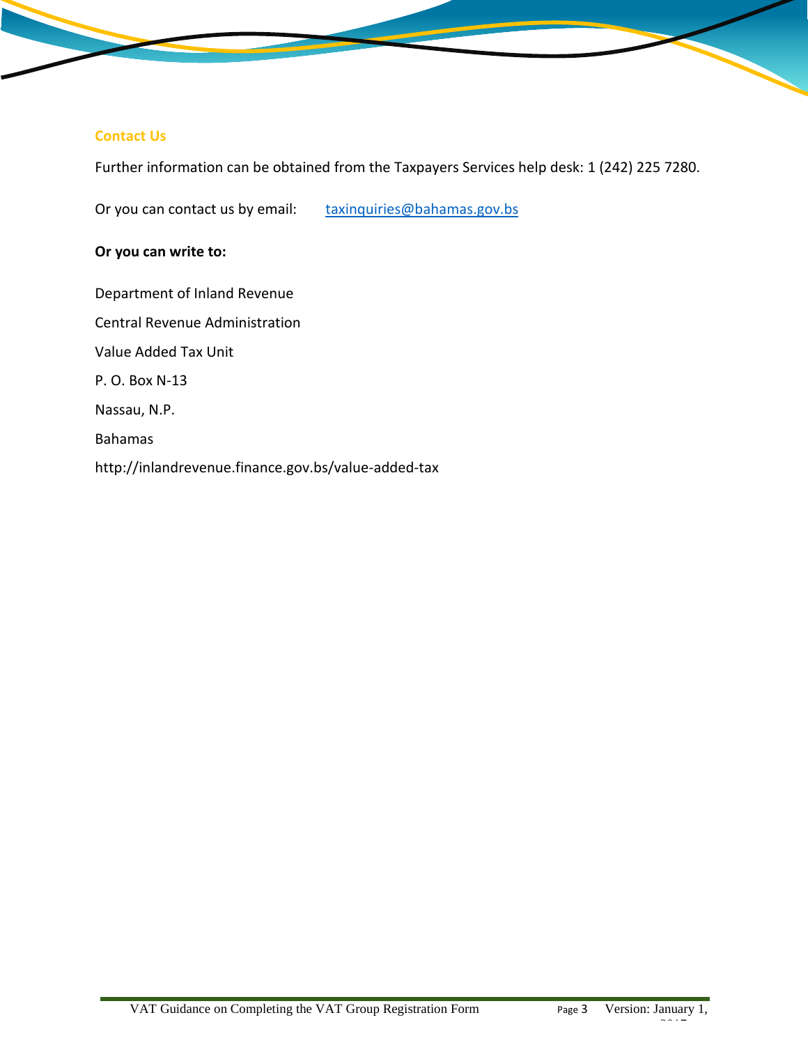## Contact Us

Further information can be obtained from the Taxpayers Services help desk: 1 (242) 225 7280.

Or you can contact us by email: taxinquiries@bahamas.gov.bs

**Or you can write to:**

Department of Inland Revenue

Central Revenue Administration

Value Added Tax Unit

P. O. Box N-13

Nassau, N.P.

Bahamas

http://inlandrevenue.finance.gov.bs/value-added-tax